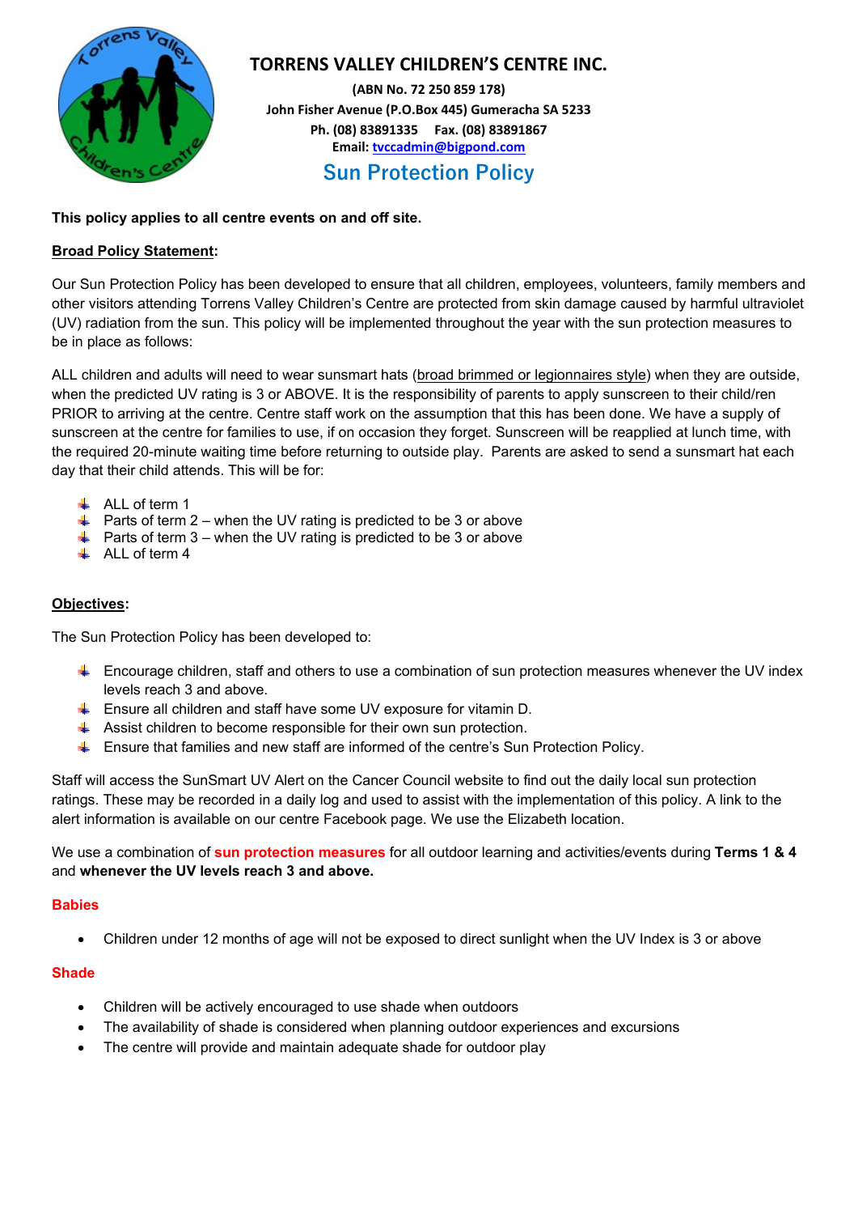# TORRENS VALLEY CHILDREN'S CENTRE INC.

**(ABN No. 72 250 859 178)**
**John Fisher Avenue (P.O.Box 445) Gumeracha SA 5233**
**Ph. (08) 83891335 Fax. (08) 83891867**
**Email: tvccadmin@bigpond.com**

## Sun Protection Policy

**This policy applies to all centre events on and off site.**

**Broad Policy Statement:**

Our Sun Protection Policy has been developed to ensure that all children, employees, volunteers, family members and other visitors attending Torrens Valley Children's Centre are protected from skin damage caused by harmful ultraviolet (UV) radiation from the sun. This policy will be implemented throughout the year with the sun protection measures to be in place as follows:

ALL children and adults will need to wear sunsmart hats (broad brimmed or legionnaires style) when they are outside, when the predicted UV rating is 3 or ABOVE. It is the responsibility of parents to apply sunscreen to their child/ren PRIOR to arriving at the centre. Centre staff work on the assumption that this has been done. We have a supply of sunscreen at the centre for families to use, if on occasion they forget. Sunscreen will be reapplied at lunch time, with the required 20-minute waiting time before returning to outside play. Parents are asked to send a sunsmart hat each day that their child attends. This will be for:

- ALL of term 1
- Parts of term 2 – when the UV rating is predicted to be 3 or above
- Parts of term 3 – when the UV rating is predicted to be 3 or above
- ALL of term 4

**Objectives:**

The Sun Protection Policy has been developed to:

- Encourage children, staff and others to use a combination of sun protection measures whenever the UV index levels reach 3 and above.
- Ensure all children and staff have some UV exposure for vitamin D.
- Assist children to become responsible for their own sun protection.
- Ensure that families and new staff are informed of the centre's Sun Protection Policy.

Staff will access the SunSmart UV Alert on the Cancer Council website to find out the daily local sun protection ratings. These may be recorded in a daily log and used to assist with the implementation of this policy. A link to the alert information is available on our centre Facebook page. We use the Elizabeth location.

We use a combination of **sun protection measures** for all outdoor learning and activities/events during **Terms 1 & 4** and **whenever the UV levels reach 3 and above.**

**Babies**

- Children under 12 months of age will not be exposed to direct sunlight when the UV Index is 3 or above

**Shade**

- Children will be actively encouraged to use shade when outdoors
- The availability of shade is considered when planning outdoor experiences and excursions
- The centre will provide and maintain adequate shade for outdoor play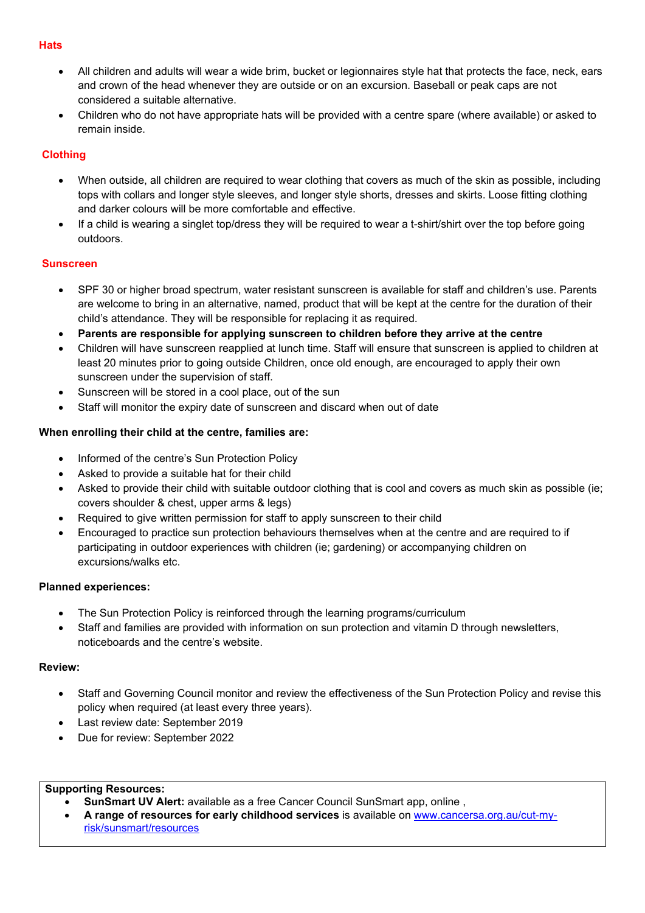### Hats

- All children and adults will wear a wide brim, bucket or legionnaires style hat that protects the face, neck, ears and crown of the head whenever they are outside or on an excursion. Baseball or peak caps are not considered a suitable alternative.
- Children who do not have appropriate hats will be provided with a centre spare (where available) or asked to remain inside.

### Clothing

- When outside, all children are required to wear clothing that covers as much of the skin as possible, including tops with collars and longer style sleeves, and longer style shorts, dresses and skirts. Loose fitting clothing and darker colours will be more comfortable and effective.
- If a child is wearing a singlet top/dress they will be required to wear a t-shirt/shirt over the top before going outdoors.

### Sunscreen

- SPF 30 or higher broad spectrum, water resistant sunscreen is available for staff and children's use. Parents are welcome to bring in an alternative, named, product that will be kept at the centre for the duration of their child's attendance. They will be responsible for replacing it as required.
- **Parents are responsible for applying sunscreen to children before they arrive at the centre**
- Children will have sunscreen reapplied at lunch time. Staff will ensure that sunscreen is applied to children at least 20 minutes prior to going outside Children, once old enough, are encouraged to apply their own sunscreen under the supervision of staff.
- Sunscreen will be stored in a cool place, out of the sun
- Staff will monitor the expiry date of sunscreen and discard when out of date

**When enrolling their child at the centre, families are:**

- Informed of the centre's Sun Protection Policy
- Asked to provide a suitable hat for their child
- Asked to provide their child with suitable outdoor clothing that is cool and covers as much skin as possible (ie; covers shoulder & chest, upper arms & legs)
- Required to give written permission for staff to apply sunscreen to their child
- Encouraged to practice sun protection behaviours themselves when at the centre and are required to if participating in outdoor experiences with children (ie; gardening) or accompanying children on excursions/walks etc.

**Planned experiences:**

- The Sun Protection Policy is reinforced through the learning programs/curriculum
- Staff and families are provided with information on sun protection and vitamin D through newsletters, noticeboards and the centre's website.

**Review:**

- Staff and Governing Council monitor and review the effectiveness of the Sun Protection Policy and revise this policy when required (at least every three years).
- Last review date: September 2019
- Due for review: September 2022

**Supporting Resources:**

- **SunSmart UV Alert:** available as a free Cancer Council SunSmart app, online ,
- **A range of resources for early childhood services** is available on [www.cancersa.org.au/cut-my-risk/sunsmart/resources](www.cancersa.org.au/cut-my-risk/sunsmart/resources)